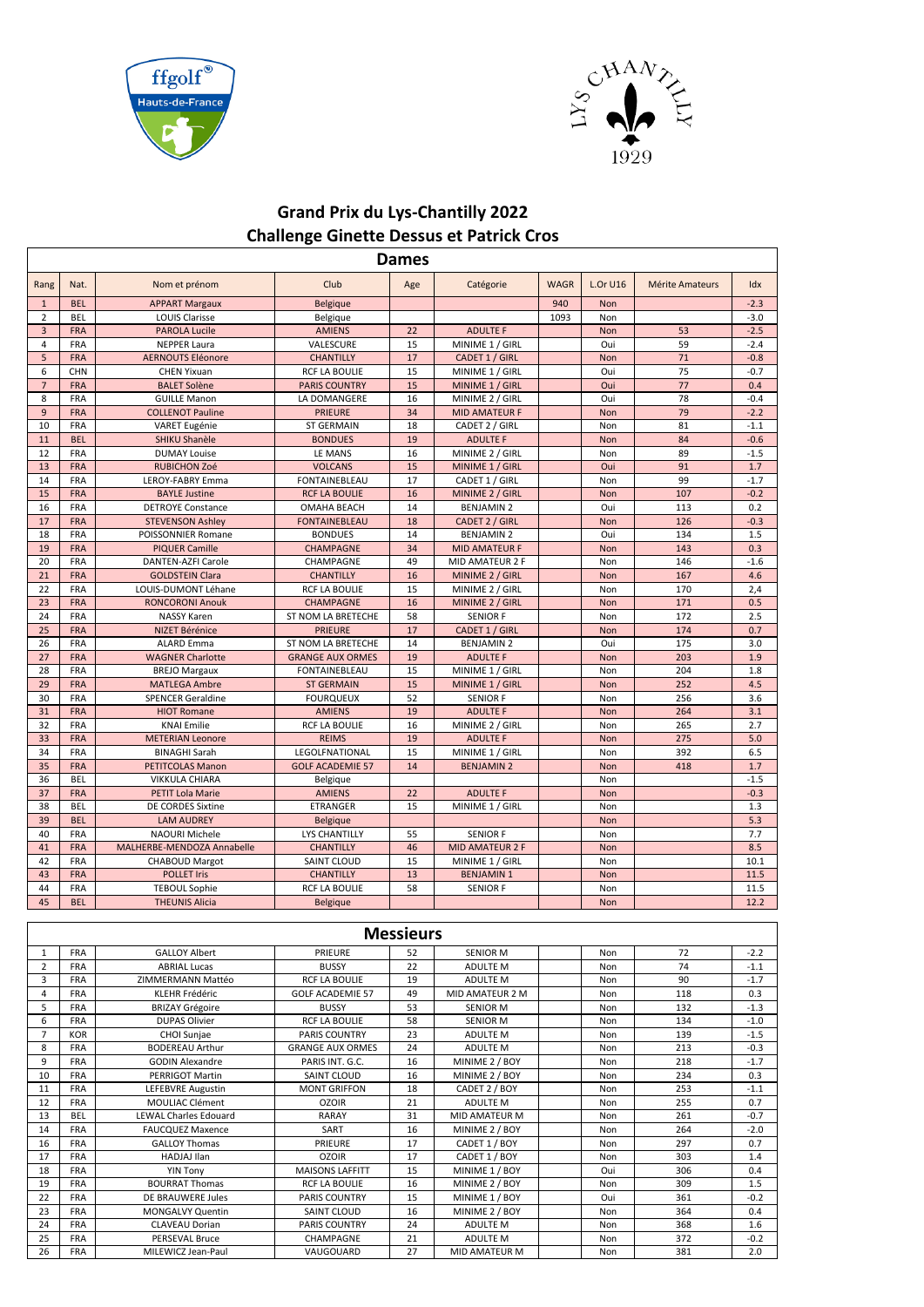# Grand Prix du Lys-Chantilly 2022

## Challenge Ginette Dessus et Patrick Cros

### Dames

| Rang | Nat. | Nom et prénom | Club | Age | Catégorie | WAGR | L.Or U16 | Mérite Amateurs | Idx |
|---|---|---|---|---|---|---|---|---|---|
| 1 | BEL | APPART Margaux | Belgique | | | 940 | Non | | -2.3 |
| 2 | BEL | LOUIS Clarisse | Belgique | | | 1093 | Non | | -3.0 |
| 3 | FRA | PAROLA Lucile | AMIENS | 22 | ADULTE F | | Non | 53 | -2.5 |
| 4 | FRA | NEPPER Laura | VALESCURE | 15 | MINIME 1 / GIRL | | Oui | 59 | -2.4 |
| 5 | FRA | AERNOUTS Eléonore | CHANTILLY | 17 | CADET 1 / GIRL | | Non | 71 | -0.8 |
| 6 | CHN | CHEN Yixuan | RCF LA BOULIE | 15 | MINIME 1 / GIRL | | Oui | 75 | -0.7 |
| 7 | FRA | BALET Solène | PARIS COUNTRY | 15 | MINIME 1 / GIRL | | Oui | 77 | 0.4 |
| 8 | FRA | GUILLE Manon | LA DOMANGERE | 16 | MINIME 2 / GIRL | | Oui | 78 | -0.4 |
| 9 | FRA | COLLENOT Pauline | PRIEURE | 34 | MID AMATEUR F | | Non | 79 | -2.2 |
| 10 | FRA | VARET Eugénie | ST GERMAIN | 18 | CADET 2 / GIRL | | Non | 81 | -1.1 |
| 11 | BEL | SHIKU Shanèle | BONDUES | 19 | ADULTE F | | Non | 84 | -0.6 |
| 12 | FRA | DUMAY Louise | LE MANS | 16 | MINIME 2 / GIRL | | Non | 89 | -1.5 |
| 13 | FRA | RUBICHON Zoé | VOLCANS | 15 | MINIME 1 / GIRL | | Oui | 91 | 1.7 |
| 14 | FRA | LEROY-FABRY Emma | FONTAINEBLEAU | 17 | CADET 1 / GIRL | | Non | 99 | -1.7 |
| 15 | FRA | BAYLE Justine | RCF LA BOULIE | 16 | MINIME 2 / GIRL | | Non | 107 | -0.2 |
| 16 | FRA | DETROYE Constance | OMAHA BEACH | 14 | BENJAMIN 2 | | Oui | 113 | 0.2 |
| 17 | FRA | STEVENSON Ashley | FONTAINEBLEAU | 18 | CADET 2 / GIRL | | Non | 126 | -0.3 |
| 18 | FRA | POISSONNIER Romane | BONDUES | 14 | BENJAMIN 2 | | Oui | 134 | 1.5 |
| 19 | FRA | PIQUER Camille | CHAMPAGNE | 34 | MID AMATEUR F | | Non | 143 | 0.3 |
| 20 | FRA | DANTEN-AZFI Carole | CHAMPAGNE | 49 | MID AMATEUR 2 F | | Non | 146 | -1.6 |
| 21 | FRA | GOLDSTEIN Clara | CHANTILLY | 16 | MINIME 2 / GIRL | | Non | 167 | 4.6 |
| 22 | FRA | LOUIS-DUMONT Léhane | RCF LA BOULIE | 15 | MINIME 2 / GIRL | | Non | 170 | 2,4 |
| 23 | FRA | RONCORONI Anouk | CHAMPAGNE | 16 | MINIME 2 / GIRL | | Non | 171 | 0.5 |
| 24 | FRA | NASSY Karen | ST NOM LA BRETECHE | 58 | SENIOR F | | Non | 172 | 2.5 |
| 25 | FRA | NIZET Bérénice | PRIEURE | 17 | CADET 1 / GIRL | | Non | 174 | 0.7 |
| 26 | FRA | ALARD Emma | ST NOM LA BRETECHE | 14 | BENJAMIN 2 | | Oui | 175 | 3.0 |
| 27 | FRA | WAGNER Charlotte | GRANGE AUX ORMES | 19 | ADULTE F | | Non | 203 | 1.9 |
| 28 | FRA | BREJO Margaux | FONTAINEBLEAU | 15 | MINIME 1 / GIRL | | Non | 204 | 1.8 |
| 29 | FRA | MATLEGA Ambre | ST GERMAIN | 15 | MINIME 1 / GIRL | | Non | 252 | 4.5 |
| 30 | FRA | SPENCER Geraldine | FOURQUEUX | 52 | SENIOR F | | Non | 256 | 3.6 |
| 31 | FRA | HIOT Romane | AMIENS | 19 | ADULTE F | | Non | 264 | 3.1 |
| 32 | FRA | KNAI Emilie | RCF LA BOULIE | 16 | MINIME 2 / GIRL | | Non | 265 | 2.7 |
| 33 | FRA | METERIAN Leonore | REIMS | 19 | ADULTE F | | Non | 275 | 5.0 |
| 34 | FRA | BINAGHI Sarah | LEGOLFNATIONAL | 15 | MINIME 1 / GIRL | | Non | 392 | 6.5 |
| 35 | FRA | PETITCOLAS Manon | GOLF ACADEMIE 57 | 14 | BENJAMIN 2 | | Non | 418 | 1.7 |
| 36 | BEL | VIKKULA CHIARA | Belgique | | | | Non | | -1.5 |
| 37 | FRA | PETIT Lola Marie | AMIENS | 22 | ADULTE F | | Non | | -0.3 |
| 38 | BEL | DE CORDES Sixtine | ETRANGER | 15 | MINIME 1 / GIRL | | Non | | 1.3 |
| 39 | BEL | LAM AUDREY | Belgique | | | | Non | | 5.3 |
| 40 | FRA | NAOURI Michele | LYS CHANTILLY | 55 | SENIOR F | | Non | | 7.7 |
| 41 | FRA | MALHERBE-MENDOZA Annabelle | CHANTILLY | 46 | MID AMATEUR 2 F | | Non | | 8.5 |
| 42 | FRA | CHABOUD Margot | SAINT CLOUD | 15 | MINIME 1 / GIRL | | Non | | 10.1 |
| 43 | FRA | POLLET Iris | CHANTILLY | 13 | BENJAMIN 1 | | Non | | 11.5 |
| 44 | FRA | TEBOUL Sophie | RCF LA BOULIE | 58 | SENIOR F | | Non | | 11.5 |
| 45 | BEL | THEUNIS Alicia | Belgique | | | | Non | | 12.2 |

### Messieurs

| Rang | Nat. | Nom et prénom | Club | Age | Catégorie | WAGR | L.Or U16 | Mérite Amateurs | Idx |
|---|---|---|---|---|---|---|---|---|---|
| 1 | FRA | GALLOY Albert | PRIEURE | 52 | SENIOR M | | Non | 72 | -2.2 |
| 2 | FRA | ABRIAL Lucas | BUSSY | 22 | ADULTE M | | Non | 74 | -1.1 |
| 3 | FRA | ZIMMERMANN Mattéo | RCF LA BOULIE | 19 | ADULTE M | | Non | 90 | -1.7 |
| 4 | FRA | KLEHR Frédéric | GOLF ACADEMIE 57 | 49 | MID AMATEUR 2 M | | Non | 118 | 0.3 |
| 5 | FRA | BRIZAY Grégoire | BUSSY | 53 | SENIOR M | | Non | 132 | -1.3 |
| 6 | FRA | DUPAS Olivier | RCF LA BOULIE | 58 | SENIOR M | | Non | 134 | -1.0 |
| 7 | KOR | CHOI Sunjae | PARIS COUNTRY | 23 | ADULTE M | | Non | 139 | -1.5 |
| 8 | FRA | BODEREAU Arthur | GRANGE AUX ORMES | 24 | ADULTE M | | Non | 213 | -0.3 |
| 9 | FRA | GODIN Alexandre | PARIS INT. G.C. | 16 | MINIME 2 / BOY | | Non | 218 | -1.7 |
| 10 | FRA | PERRIGOT Martin | SAINT CLOUD | 16 | MINIME 2 / BOY | | Non | 234 | 0.3 |
| 11 | FRA | LEFEBVRE Augustin | MONT GRIFFON | 18 | CADET 2 / BOY | | Non | 253 | -1.1 |
| 12 | FRA | MOULIAC Clément | OZOIR | 21 | ADULTE M | | Non | 255 | 0.7 |
| 13 | BEL | LEWAL Charles Edouard | RARAY | 31 | MID AMATEUR M | | Non | 261 | -0.7 |
| 14 | FRA | FAUCQUEZ Maxence | SART | 16 | MINIME 2 / BOY | | Non | 264 | -2.0 |
| 16 | FRA | GALLOY Thomas | PRIEURE | 17 | CADET 1 / BOY | | Non | 297 | 0.7 |
| 17 | FRA | HADJAJ Ilan | OZOIR | 17 | CADET 1 / BOY | | Non | 303 | 1.4 |
| 18 | FRA | YIN Tony | MAISONS LAFFITT | 15 | MINIME 1 / BOY | | Oui | 306 | 0.4 |
| 19 | FRA | BOURRAT Thomas | RCF LA BOULIE | 16 | MINIME 2 / BOY | | Non | 309 | 1.5 |
| 22 | FRA | DE BRAUWERE Jules | PARIS COUNTRY | 15 | MINIME 1 / BOY | | Oui | 361 | -0.2 |
| 23 | FRA | MONGALVY Quentin | SAINT CLOUD | 16 | MINIME 2 / BOY | | Non | 364 | 0.4 |
| 24 | FRA | CLAVEAU Dorian | PARIS COUNTRY | 24 | ADULTE M | | Non | 368 | 1.6 |
| 25 | FRA | PERSEVAL Bruce | CHAMPAGNE | 21 | ADULTE M | | Non | 372 | -0.2 |
| 26 | FRA | MILEWICZ Jean-Paul | VAUGOUARD | 27 | MID AMATEUR M | | Non | 381 | 2.0 |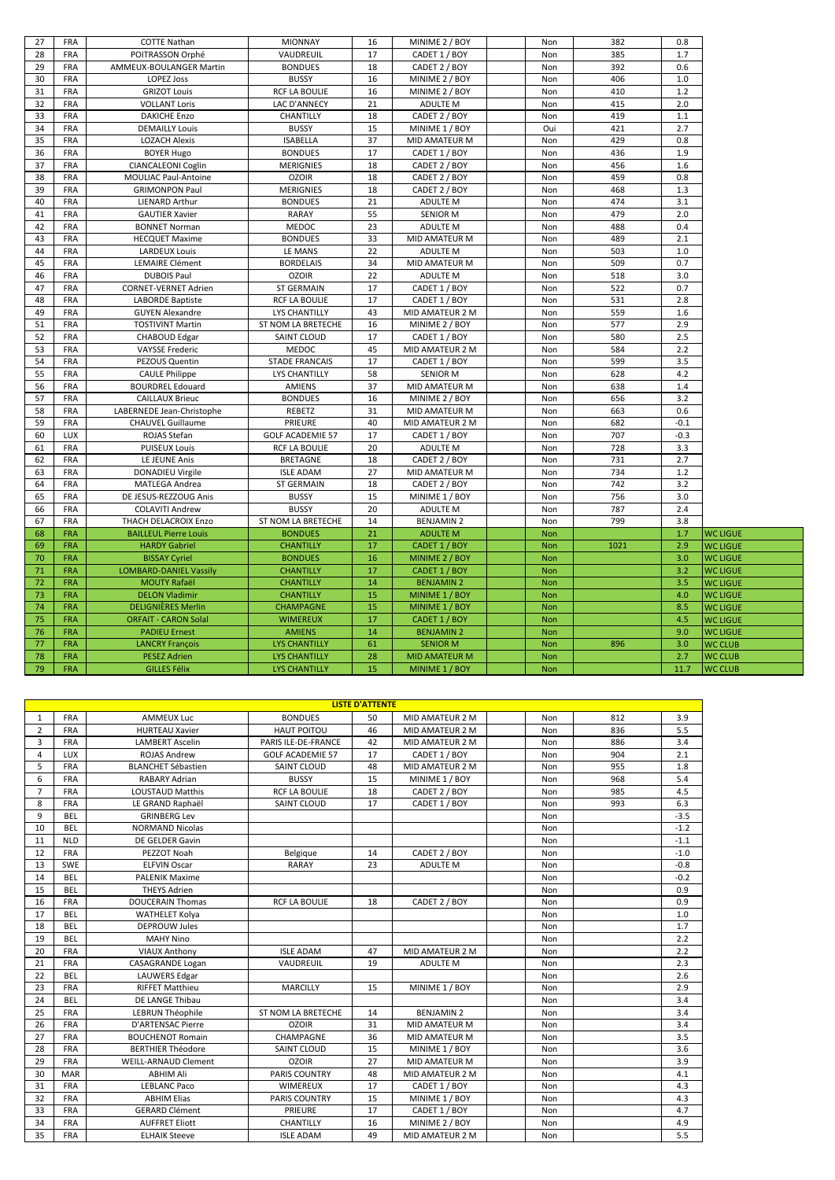| | | | | | | | | | | |
|---|---|---|---|---|---|---|---|---|---|---|
| 27 | FRA | COTTE Nathan | MIONNAY | 16 | MINIME 2 / BOY | | Non | 382 | 0.8 | |
| 28 | FRA | POITRASSON Orphé | VAUDREUIL | 17 | CADET 1 / BOY | | Non | 385 | 1.7 | |
| 29 | FRA | AMMEUX-BOULANGER Martin | BONDUES | 18 | CADET 2 / BOY | | Non | 392 | 0.6 | |
| 30 | FRA | LOPEZ Joss | BUSSY | 16 | MINIME 2 / BOY | | Non | 406 | 1.0 | |
| 31 | FRA | GRIZOT Louis | RCF LA BOULIE | 16 | MINIME 2 / BOY | | Non | 410 | 1.2 | |
| 32 | FRA | VOLLANT Loris | LAC D'ANNECY | 21 | ADULTE M | | Non | 415 | 2.0 | |
| 33 | FRA | DAKICHE Enzo | CHANTILLY | 18 | CADET 2 / BOY | | Non | 419 | 1.1 | |
| 34 | FRA | DEMAILLY Louis | BUSSY | 15 | MINIME 1 / BOY | | Oui | 421 | 2.7 | |
| 35 | FRA | LOZACH Alexis | ISABELLA | 37 | MID AMATEUR M | | Non | 429 | 0.8 | |
| 36 | FRA | BOYER Hugo | BONDUES | 17 | CADET 1 / BOY | | Non | 436 | 1.9 | |
| 37 | FRA | CIANCALEONI Coglin | MERIGNIES | 18 | CADET 2 / BOY | | Non | 456 | 1.6 | |
| 38 | FRA | MOULIAC Paul-Antoine | OZOIR | 18 | CADET 2 / BOY | | Non | 459 | 0.8 | |
| 39 | FRA | GRIMONPON Paul | MERIGNIES | 18 | CADET 2 / BOY | | Non | 468 | 1.3 | |
| 40 | FRA | LIENARD Arthur | BONDUES | 21 | ADULTE M | | Non | 474 | 3.1 | |
| 41 | FRA | GAUTIER Xavier | RARAY | 55 | SENIOR M | | Non | 479 | 2.0 | |
| 42 | FRA | BONNET Norman | MEDOC | 23 | ADULTE M | | Non | 488 | 0.4 | |
| 43 | FRA | HECQUET Maxime | BONDUES | 33 | MID AMATEUR M | | Non | 489 | 2.1 | |
| 44 | FRA | LARDEUX Louis | LE MANS | 22 | ADULTE M | | Non | 503 | 1.0 | |
| 45 | FRA | LEMAIRE Clément | BORDELAIS | 34 | MID AMATEUR M | | Non | 509 | 0.7 | |
| 46 | FRA | DUBOIS Paul | OZOIR | 22 | ADULTE M | | Non | 518 | 3.0 | |
| 47 | FRA | CORNET-VERNET Adrien | ST GERMAIN | 17 | CADET 1 / BOY | | Non | 522 | 0.7 | |
| 48 | FRA | LABORDE Baptiste | RCF LA BOULIE | 17 | CADET 1 / BOY | | Non | 531 | 2.8 | |
| 49 | FRA | GUYEN Alexandre | LYS CHANTILLY | 43 | MID AMATEUR 2 M | | Non | 559 | 1.6 | |
| 51 | FRA | TOSTIVINT Martin | ST NOM LA BRETECHE | 16 | MINIME 2 / BOY | | Non | 577 | 2.9 | |
| 52 | FRA | CHABOUD Edgar | SAINT CLOUD | 17 | CADET 1 / BOY | | Non | 580 | 2.5 | |
| 53 | FRA | VAYSSE Frederic | MEDOC | 45 | MID AMATEUR 2 M | | Non | 584 | 2.2 | |
| 54 | FRA | PEZOUS Quentin | STADE FRANCAIS | 17 | CADET 1 / BOY | | Non | 599 | 3.5 | |
| 55 | FRA | CAULE Philippe | LYS CHANTILLY | 58 | SENIOR M | | Non | 628 | 4.2 | |
| 56 | FRA | BOURDREL Edouard | AMIENS | 37 | MID AMATEUR M | | Non | 638 | 1.4 | |
| 57 | FRA | CAILLAUX Brieuc | BONDUES | 16 | MINIME 2 / BOY | | Non | 656 | 3.2 | |
| 58 | FRA | LABERNEDE Jean-Christophe | REBETZ | 31 | MID AMATEUR M | | Non | 663 | 0.6 | |
| 59 | FRA | CHAUVEL Guillaume | PRIEURE | 40 | MID AMATEUR 2 M | | Non | 682 | -0.1 | |
| 60 | LUX | ROJAS Stefan | GOLF ACADEMIE 57 | 17 | CADET 1 / BOY | | Non | 707 | -0.3 | |
| 61 | FRA | PUISEUX Louis | RCF LA BOULIE | 20 | ADULTE M | | Non | 728 | 3.3 | |
| 62 | FRA | LE JEUNE Anis | BRETAGNE | 18 | CADET 2 / BOY | | Non | 731 | 2.7 | |
| 63 | FRA | DONADIEU Virgile | ISLE ADAM | 27 | MID AMATEUR M | | Non | 734 | 1.2 | |
| 64 | FRA | MATLEGA Andrea | ST GERMAIN | 18 | CADET 2 / BOY | | Non | 742 | 3.2 | |
| 65 | FRA | DE JESUS-REZZOUG Anis | BUSSY | 15 | MINIME 1 / BOY | | Non | 756 | 3.0 | |
| 66 | FRA | COLAVITI Andrew | BUSSY | 20 | ADULTE M | | Non | 787 | 2.4 | |
| 67 | FRA | THACH DELACROIX Enzo | ST NOM LA BRETECHE | 14 | BENJAMIN 2 | | Non | 799 | 3.8 | |
| 68 | FRA | BAILLEUL Pierre Louis | BONDUES | 21 | ADULTE M | | Non | | 1.7 | WC LIGUE |
| 69 | FRA | HARDY Gabriel | CHANTILLY | 17 | CADET 1 / BOY | | Non | 1021 | 2.9 | WC LIGUE |
| 70 | FRA | BISSAY Cyriel | BONDUES | 16 | MINIME 2 / BOY | | Non | | 3.0 | WC LIGUE |
| 71 | FRA | LOMBARD-DANIEL Vassily | CHANTILLY | 17 | CADET 1 / BOY | | Non | | 3.2 | WC LIGUE |
| 72 | FRA | MOUTY Rafaël | CHANTILLY | 14 | BENJAMIN 2 | | Non | | 3.5 | WC LIGUE |
| 73 | FRA | DELON Vladimir | CHANTILLY | 15 | MINIME 1 / BOY | | Non | | 4.0 | WC LIGUE |
| 74 | FRA | DELIGNIÈRES Merlin | CHAMPAGNE | 15 | MINIME 1 / BOY | | Non | | 8.5 | WC LIGUE |
| 75 | FRA | ORFAIT - CARON Solal | WIMEREUX | 17 | CADET 1 / BOY | | Non | | 4.5 | WC LIGUE |
| 76 | FRA | PADIEU Ernest | AMIENS | 14 | BENJAMIN 2 | | Non | | 9.0 | WC LIGUE |
| 77 | FRA | LANCRY François | LYS CHANTILLY | 61 | SENIOR M | | Non | 896 | 3.0 | WC CLUB |
| 78 | FRA | PESEZ Adrien | LYS CHANTILLY | 28 | MID AMATEUR M | | Non | | 2.7 | WC CLUB |
| 79 | FRA | GILLES Félix | LYS CHANTILLY | 15 | MINIME 1 / BOY | | Non | | 11.7 | WC CLUB |

## LISTE D'ATTENTE

| | | | | | | | | | |
|---|---|---|---|---|---|---|---|---|---|
| 1 | FRA | AMMEUX Luc | BONDUES | 50 | MID AMATEUR 2 M | | Non | 812 | 3.9 |
| 2 | FRA | HURTEAU Xavier | HAUT POITOU | 46 | MID AMATEUR 2 M | | Non | 836 | 5.5 |
| 3 | FRA | LAMBERT Ascelin | PARIS ILE-DE-FRANCE | 42 | MID AMATEUR 2 M | | Non | 886 | 3.4 |
| 4 | LUX | ROJAS Andrew | GOLF ACADEMIE 57 | 17 | CADET 1 / BOY | | Non | 904 | 2.1 |
| 5 | FRA | BLANCHET Sébastien | SAINT CLOUD | 48 | MID AMATEUR 2 M | | Non | 955 | 1.8 |
| 6 | FRA | RABARY Adrian | BUSSY | 15 | MINIME 1 / BOY | | Non | 968 | 5.4 |
| 7 | FRA | LOUSTAUD Matthis | RCF LA BOULIE | 18 | CADET 2 / BOY | | Non | 985 | 4.5 |
| 8 | FRA | LE GRAND Raphaël | SAINT CLOUD | 17 | CADET 1 / BOY | | Non | 993 | 6.3 |
| 9 | BEL | GRINBERG Lev | | | | | Non | | -3.5 |
| 10 | BEL | NORMAND Nicolas | | | | | Non | | -1.2 |
| 11 | NLD | DE GELDER Gavin | | | | | Non | | -1.1 |
| 12 | FRA | PEZZOT Noah | Belgique | 14 | CADET 2 / BOY | | Non | | -1.0 |
| 13 | SWE | ELFVIN Oscar | RARAY | 23 | ADULTE M | | Non | | -0.8 |
| 14 | BEL | PALENIK Maxime | | | | | Non | | -0.2 |
| 15 | BEL | THEYS Adrien | | | | | Non | | 0.9 |
| 16 | FRA | DOUCERAIN Thomas | RCF LA BOULIE | 18 | CADET 2 / BOY | | Non | | 0.9 |
| 17 | BEL | WATHELET Kolya | | | | | Non | | 1.0 |
| 18 | BEL | DEPROUW Jules | | | | | Non | | 1.7 |
| 19 | BEL | MAHY Nino | | | | | Non | | 2.2 |
| 20 | FRA | VIAUX Anthony | ISLE ADAM | 47 | MID AMATEUR 2 M | | Non | | 2.2 |
| 21 | FRA | CASAGRANDE Logan | VAUDREUIL | 19 | ADULTE M | | Non | | 2.3 |
| 22 | BEL | LAUWERS Edgar | | | | | Non | | 2.6 |
| 23 | FRA | RIFFET Matthieu | MARCILLY | 15 | MINIME 1 / BOY | | Non | | 2.9 |
| 24 | BEL | DE LANGE Thibau | | | | | Non | | 3.4 |
| 25 | FRA | LEBRUN Théophile | ST NOM LA BRETECHE | 14 | BENJAMIN 2 | | Non | | 3.4 |
| 26 | FRA | D'ARTENSAC Pierre | OZOIR | 31 | MID AMATEUR M | | Non | | 3.4 |
| 27 | FRA | BOUCHENOT Romain | CHAMPAGNE | 36 | MID AMATEUR M | | Non | | 3.5 |
| 28 | FRA | BERTHIER Théodore | SAINT CLOUD | 15 | MINIME 1 / BOY | | Non | | 3.6 |
| 29 | FRA | WEILL-ARNAUD Clement | OZOIR | 27 | MID AMATEUR M | | Non | | 3.9 |
| 30 | MAR | ABHIM Ali | PARIS COUNTRY | 48 | MID AMATEUR 2 M | | Non | | 4.1 |
| 31 | FRA | LEBLANC Paco | WIMEREUX | 17 | CADET 1 / BOY | | Non | | 4.3 |
| 32 | FRA | ABHIM Elias | PARIS COUNTRY | 15 | MINIME 1 / BOY | | Non | | 4.3 |
| 33 | FRA | GERARD Clément | PRIEURE | 17 | CADET 1 / BOY | | Non | | 4.7 |
| 34 | FRA | AUFFRET Eliott | CHANTILLY | 16 | MINIME 2 / BOY | | Non | | 4.9 |
| 35 | FRA | ELHAIK Steeve | ISLE ADAM | 49 | MID AMATEUR 2 M | | Non | | 5.5 |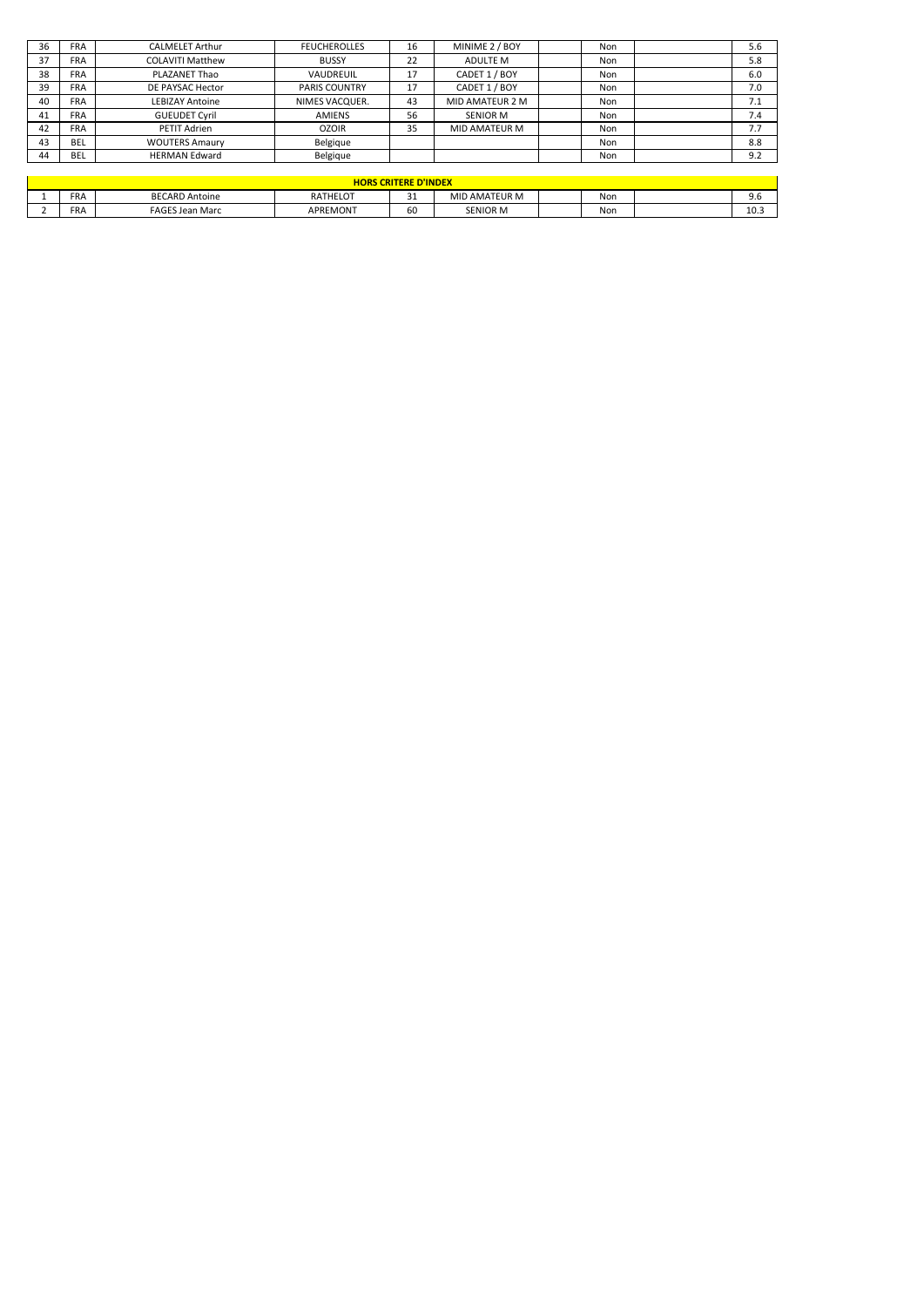| | | | | | | | | | |
|---|---|---|---|---|---|---|---|---|---|
| 36 | FRA | CALMELET Arthur | FEUCHEROLLES | 16 | MINIME 2 / BOY | | Non | | 5.6 |
| 37 | FRA | COLAVITI Matthew | BUSSY | 22 | ADULTE M | | Non | | 5.8 |
| 38 | FRA | PLAZANET Thao | VAUDREUIL | 17 | CADET 1 / BOY | | Non | | 6.0 |
| 39 | FRA | DE PAYSAC Hector | PARIS COUNTRY | 17 | CADET 1 / BOY | | Non | | 7.0 |
| 40 | FRA | LEBIZAY Antoine | NIMES VACQUER. | 43 | MID AMATEUR 2 M | | Non | | 7.1 |
| 41 | FRA | GUEUDET Cyril | AMIENS | 56 | SENIOR M | | Non | | 7.4 |
| 42 | FRA | PETIT Adrien | OZOIR | 35 | MID AMATEUR M | | Non | | 7.7 |
| 43 | BEL | WOUTERS Amaury | Belgique | | | | Non | | 8.8 |
| 44 | BEL | HERMAN Edward | Belgique | | | | Non | | 9.2 |

**HORS CRITERE D'INDEX**

| | | | | | | | | | |
|---|---|---|---|---|---|---|---|---|---|
| 1 | FRA | BECARD Antoine | RATHELOT | 31 | MID AMATEUR M | | Non | | 9.6 |
| 2 | FRA | FAGES Jean Marc | APREMONT | 60 | SENIOR M | | Non | | 10.3 |